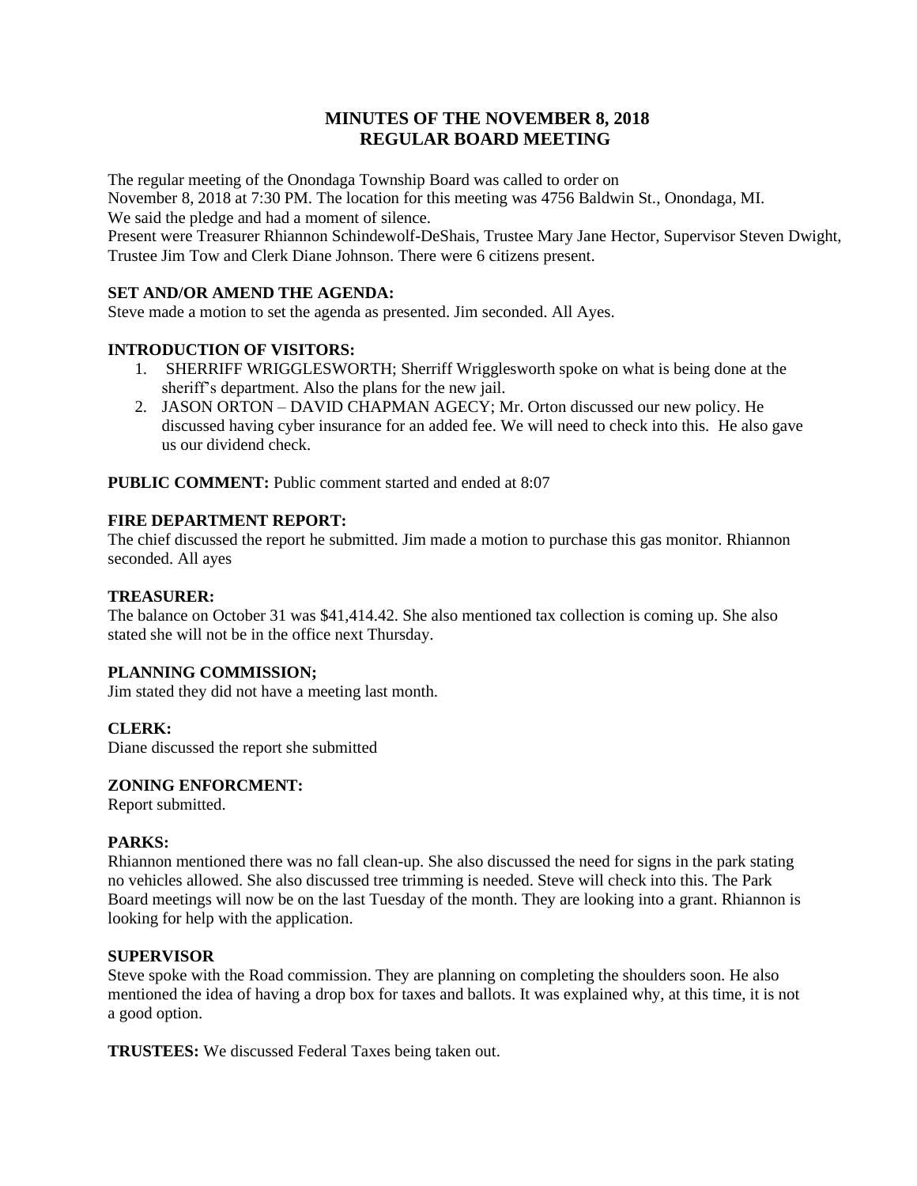# MINUTES OF THE NOVEMBER 8, 2018
# REGULAR BOARD MEETING

The regular meeting of the Onondaga Township Board was called to order on November 8, 2018 at 7:30 PM. The location for this meeting was 4756 Baldwin St., Onondaga, MI. We said the pledge and had a moment of silence.

Present were Treasurer Rhiannon Schindewolf-DeShais, Trustee Mary Jane Hector, Supervisor Steven Dwight, Trustee Jim Tow and Clerk Diane Johnson. There were 6 citizens present.

**SET AND/OR AMEND THE AGENDA:**

Steve made a motion to set the agenda as presented. Jim seconded. All Ayes.

**INTRODUCTION OF VISITORS:**

1. SHERRIFF WRIGGLESWORTH; Sherriff Wrigglesworth spoke on what is being done at the sheriff's department. Also the plans for the new jail.
2. JASON ORTON – DAVID CHAPMAN AGECY; Mr. Orton discussed our new policy. He discussed having cyber insurance for an added fee. We will need to check into this. He also gave us our dividend check.

**PUBLIC COMMENT:** Public comment started and ended at 8:07

**FIRE DEPARTMENT REPORT:**

The chief discussed the report he submitted. Jim made a motion to purchase this gas monitor. Rhiannon seconded. All ayes

**TREASURER:**

The balance on October 31 was $41,414.42. She also mentioned tax collection is coming up. She also stated she will not be in the office next Thursday.

**PLANNING COMMISSION;**

Jim stated they did not have a meeting last month.

**CLERK:**

Diane discussed the report she submitted

**ZONING ENFORCMENT:**

Report submitted.

**PARKS:**

Rhiannon mentioned there was no fall clean-up. She also discussed the need for signs in the park stating no vehicles allowed. She also discussed tree trimming is needed. Steve will check into this. The Park Board meetings will now be on the last Tuesday of the month. They are looking into a grant. Rhiannon is looking for help with the application.

**SUPERVISOR**

Steve spoke with the Road commission. They are planning on completing the shoulders soon. He also mentioned the idea of having a drop box for taxes and ballots. It was explained why, at this time, it is not a good option.

**TRUSTEES:** We discussed Federal Taxes being taken out.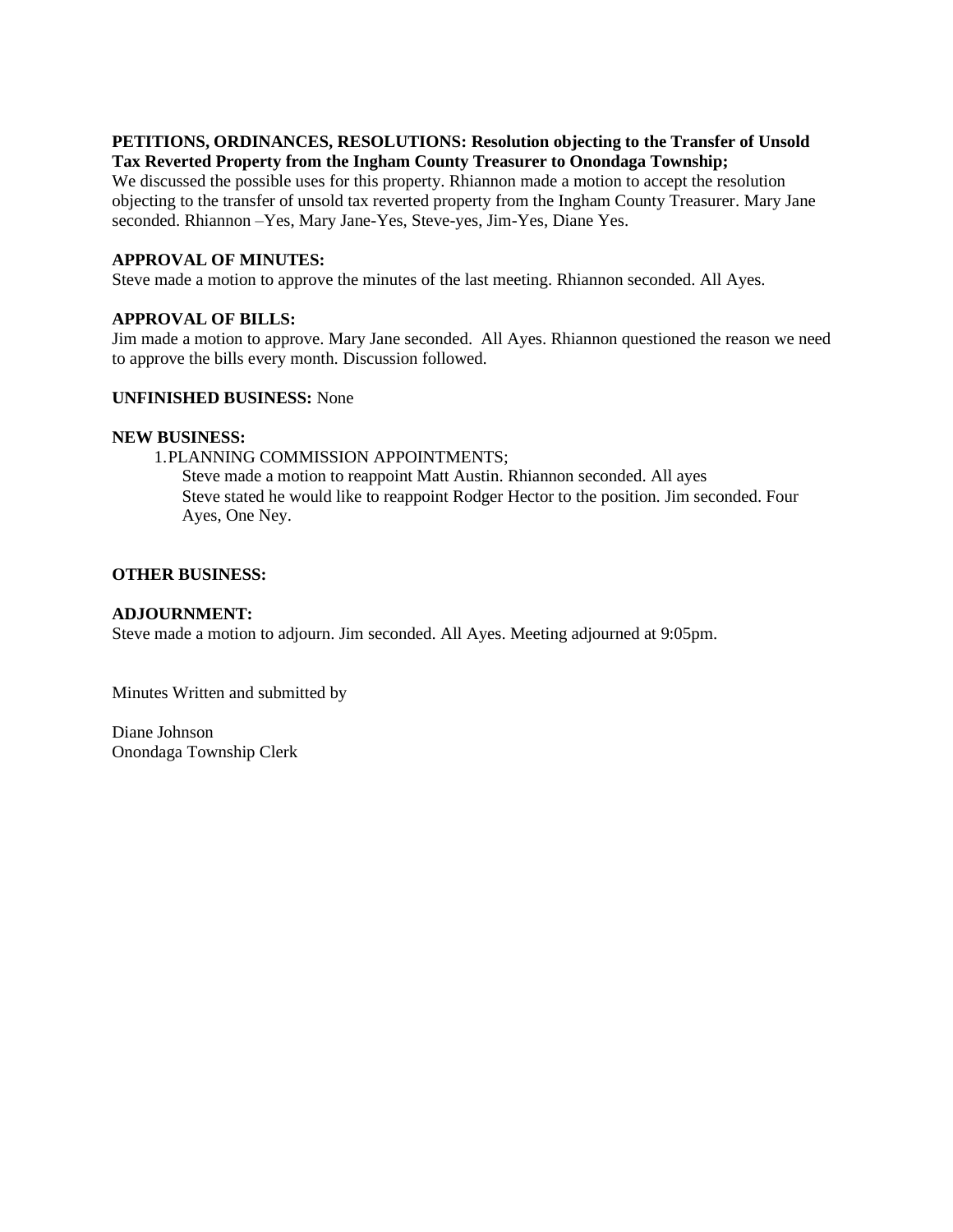**PETITIONS, ORDINANCES, RESOLUTIONS: Resolution objecting to the Transfer of Unsold Tax Reverted Property from the Ingham County Treasurer to Onondaga Township;**
We discussed the possible uses for this property. Rhiannon made a motion to accept the resolution objecting to the transfer of unsold tax reverted property from the Ingham County Treasurer. Mary Jane seconded. Rhiannon –Yes, Mary Jane-Yes, Steve-yes, Jim-Yes, Diane Yes.

**APPROVAL OF MINUTES:**
Steve made a motion to approve the minutes of the last meeting. Rhiannon seconded. All Ayes.

**APPROVAL OF BILLS:**
Jim made a motion to approve. Mary Jane seconded. All Ayes. Rhiannon questioned the reason we need to approve the bills every month. Discussion followed.

**UNFINISHED BUSINESS:** None

**NEW BUSINESS:**

1. PLANNING COMMISSION APPOINTMENTS;
   Steve made a motion to reappoint Matt Austin. Rhiannon seconded. All ayes
   Steve stated he would like to reappoint Rodger Hector to the position. Jim seconded. Four Ayes, One Ney.

**OTHER BUSINESS:**

**ADJOURNMENT:**
Steve made a motion to adjourn. Jim seconded. All Ayes. Meeting adjourned at 9:05pm.

Minutes Written and submitted by

Diane Johnson
Onondaga Township Clerk